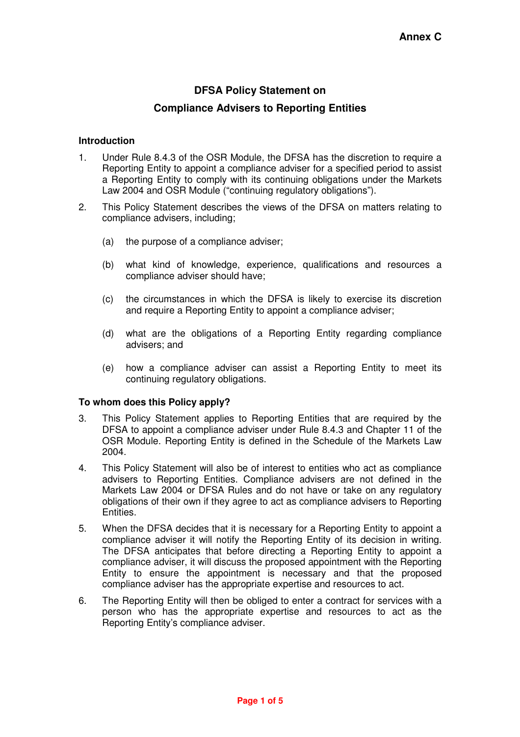**Annex C**

# DFSA Policy Statement on Compliance Advisers to Reporting Entities

## Introduction

1. Under Rule 8.4.3 of the OSR Module, the DFSA has the discretion to require a Reporting Entity to appoint a compliance adviser for a specified period to assist a Reporting Entity to comply with its continuing obligations under the Markets Law 2004 and OSR Module ("continuing regulatory obligations").

2. This Policy Statement describes the views of the DFSA on matters relating to compliance advisers, including;

   (a) the purpose of a compliance adviser;

   (b) what kind of knowledge, experience, qualifications and resources a compliance adviser should have;

   (c) the circumstances in which the DFSA is likely to exercise its discretion and require a Reporting Entity to appoint a compliance adviser;

   (d) what are the obligations of a Reporting Entity regarding compliance advisers; and

   (e) how a compliance adviser can assist a Reporting Entity to meet its continuing regulatory obligations.

## To whom does this Policy apply?

3. This Policy Statement applies to Reporting Entities that are required by the DFSA to appoint a compliance adviser under Rule 8.4.3 and Chapter 11 of the OSR Module. Reporting Entity is defined in the Schedule of the Markets Law 2004.

4. This Policy Statement will also be of interest to entities who act as compliance advisers to Reporting Entities. Compliance advisers are not defined in the Markets Law 2004 or DFSA Rules and do not have or take on any regulatory obligations of their own if they agree to act as compliance advisers to Reporting Entities.

5. When the DFSA decides that it is necessary for a Reporting Entity to appoint a compliance adviser it will notify the Reporting Entity of its decision in writing. The DFSA anticipates that before directing a Reporting Entity to appoint a compliance adviser, it will discuss the proposed appointment with the Reporting Entity to ensure the appointment is necessary and that the proposed compliance adviser has the appropriate expertise and resources to act.

6. The Reporting Entity will then be obliged to enter a contract for services with a person who has the appropriate expertise and resources to act as the Reporting Entity's compliance adviser.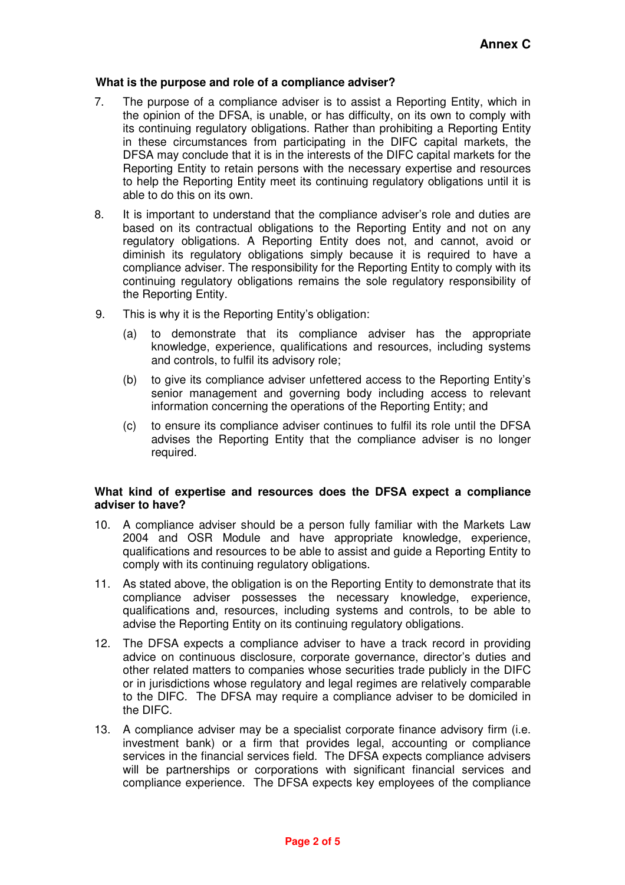**Annex C**

**What is the purpose and role of a compliance adviser?**

7. The purpose of a compliance adviser is to assist a Reporting Entity, which in the opinion of the DFSA, is unable, or has difficulty, on its own to comply with its continuing regulatory obligations. Rather than prohibiting a Reporting Entity in these circumstances from participating in the DIFC capital markets, the DFSA may conclude that it is in the interests of the DIFC capital markets for the Reporting Entity to retain persons with the necessary expertise and resources to help the Reporting Entity meet its continuing regulatory obligations until it is able to do this on its own.

8. It is important to understand that the compliance adviser's role and duties are based on its contractual obligations to the Reporting Entity and not on any regulatory obligations. A Reporting Entity does not, and cannot, avoid or diminish its regulatory obligations simply because it is required to have a compliance adviser. The responsibility for the Reporting Entity to comply with its continuing regulatory obligations remains the sole regulatory responsibility of the Reporting Entity.

9. This is why it is the Reporting Entity's obligation:

    (a) to demonstrate that its compliance adviser has the appropriate knowledge, experience, qualifications and resources, including systems and controls, to fulfil its advisory role;

    (b) to give its compliance adviser unfettered access to the Reporting Entity's senior management and governing body including access to relevant information concerning the operations of the Reporting Entity; and

    (c) to ensure its compliance adviser continues to fulfil its role until the DFSA advises the Reporting Entity that the compliance adviser is no longer required.

**What kind of expertise and resources does the DFSA expect a compliance adviser to have?**

10. A compliance adviser should be a person fully familiar with the Markets Law 2004 and OSR Module and have appropriate knowledge, experience, qualifications and resources to be able to assist and guide a Reporting Entity to comply with its continuing regulatory obligations.

11. As stated above, the obligation is on the Reporting Entity to demonstrate that its compliance adviser possesses the necessary knowledge, experience, qualifications and, resources, including systems and controls, to be able to advise the Reporting Entity on its continuing regulatory obligations.

12. The DFSA expects a compliance adviser to have a track record in providing advice on continuous disclosure, corporate governance, director's duties and other related matters to companies whose securities trade publicly in the DIFC or in jurisdictions whose regulatory and legal regimes are relatively comparable to the DIFC. The DFSA may require a compliance adviser to be domiciled in the DIFC.

13. A compliance adviser may be a specialist corporate finance advisory firm (i.e. investment bank) or a firm that provides legal, accounting or compliance services in the financial services field. The DFSA expects compliance advisers will be partnerships or corporations with significant financial services and compliance experience. The DFSA expects key employees of the compliance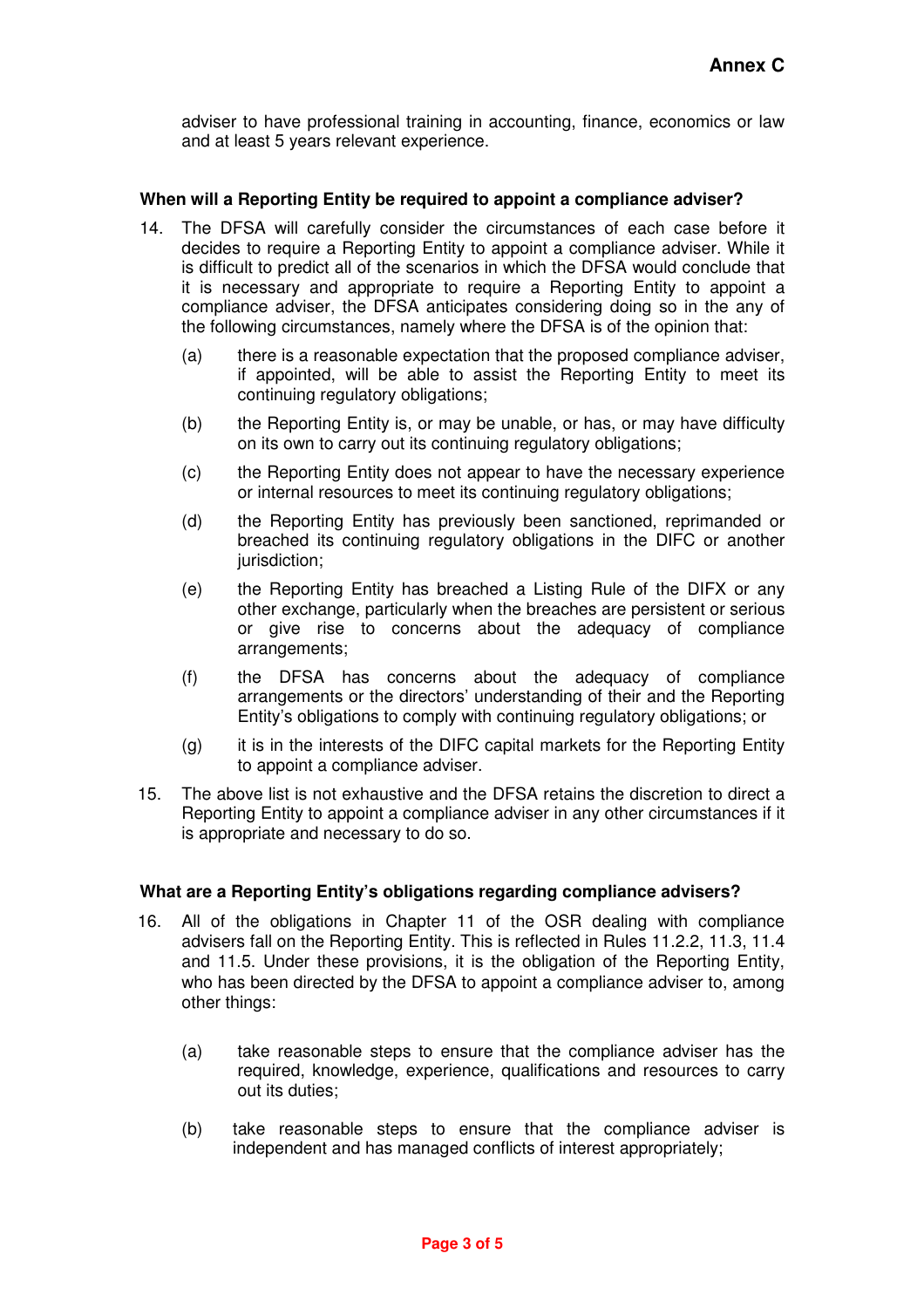adviser to have professional training in accounting, finance, economics or law and at least 5 years relevant experience.

**When will a Reporting Entity be required to appoint a compliance adviser?**

14. The DFSA will carefully consider the circumstances of each case before it decides to require a Reporting Entity to appoint a compliance adviser. While it is difficult to predict all of the scenarios in which the DFSA would conclude that it is necessary and appropriate to require a Reporting Entity to appoint a compliance adviser, the DFSA anticipates considering doing so in the any of the following circumstances, namely where the DFSA is of the opinion that:

    (a) there is a reasonable expectation that the proposed compliance adviser, if appointed, will be able to assist the Reporting Entity to meet its continuing regulatory obligations;

    (b) the Reporting Entity is, or may be unable, or has, or may have difficulty on its own to carry out its continuing regulatory obligations;

    (c) the Reporting Entity does not appear to have the necessary experience or internal resources to meet its continuing regulatory obligations;

    (d) the Reporting Entity has previously been sanctioned, reprimanded or breached its continuing regulatory obligations in the DIFC or another jurisdiction;

    (e) the Reporting Entity has breached a Listing Rule of the DIFX or any other exchange, particularly when the breaches are persistent or serious or give rise to concerns about the adequacy of compliance arrangements;

    (f) the DFSA has concerns about the adequacy of compliance arrangements or the directors' understanding of their and the Reporting Entity's obligations to comply with continuing regulatory obligations; or

    (g) it is in the interests of the DIFC capital markets for the Reporting Entity to appoint a compliance adviser.

15. The above list is not exhaustive and the DFSA retains the discretion to direct a Reporting Entity to appoint a compliance adviser in any other circumstances if it is appropriate and necessary to do so.

**What are a Reporting Entity's obligations regarding compliance advisers?**

16. All of the obligations in Chapter 11 of the OSR dealing with compliance advisers fall on the Reporting Entity. This is reflected in Rules 11.2.2, 11.3, 11.4 and 11.5. Under these provisions, it is the obligation of the Reporting Entity, who has been directed by the DFSA to appoint a compliance adviser to, among other things:

    (a) take reasonable steps to ensure that the compliance adviser has the required, knowledge, experience, qualifications and resources to carry out its duties;

    (b) take reasonable steps to ensure that the compliance adviser is independent and has managed conflicts of interest appropriately;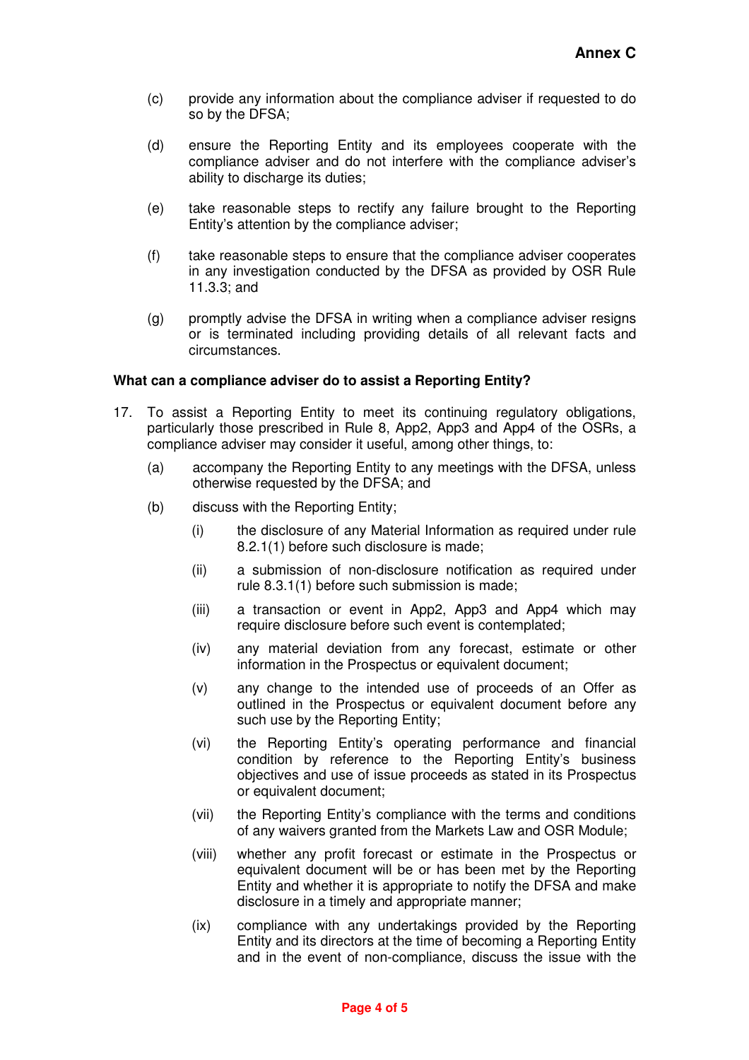(c) provide any information about the compliance adviser if requested to do so by the DFSA;

(d) ensure the Reporting Entity and its employees cooperate with the compliance adviser and do not interfere with the compliance adviser's ability to discharge its duties;

(e) take reasonable steps to rectify any failure brought to the Reporting Entity's attention by the compliance adviser;

(f) take reasonable steps to ensure that the compliance adviser cooperates in any investigation conducted by the DFSA as provided by OSR Rule 11.3.3; and

(g) promptly advise the DFSA in writing when a compliance adviser resigns or is terminated including providing details of all relevant facts and circumstances.

**What can a compliance adviser do to assist a Reporting Entity?**

17. To assist a Reporting Entity to meet its continuing regulatory obligations, particularly those prescribed in Rule 8, App2, App3 and App4 of the OSRs, a compliance adviser may consider it useful, among other things, to:

    (a) accompany the Reporting Entity to any meetings with the DFSA, unless otherwise requested by the DFSA; and

    (b) discuss with the Reporting Entity;

        (i) the disclosure of any Material Information as required under rule 8.2.1(1) before such disclosure is made;

        (ii) a submission of non-disclosure notification as required under rule 8.3.1(1) before such submission is made;

        (iii) a transaction or event in App2, App3 and App4 which may require disclosure before such event is contemplated;

        (iv) any material deviation from any forecast, estimate or other information in the Prospectus or equivalent document;

        (v) any change to the intended use of proceeds of an Offer as outlined in the Prospectus or equivalent document before any such use by the Reporting Entity;

        (vi) the Reporting Entity's operating performance and financial condition by reference to the Reporting Entity's business objectives and use of issue proceeds as stated in its Prospectus or equivalent document;

        (vii) the Reporting Entity's compliance with the terms and conditions of any waivers granted from the Markets Law and OSR Module;

        (viii) whether any profit forecast or estimate in the Prospectus or equivalent document will be or has been met by the Reporting Entity and whether it is appropriate to notify the DFSA and make disclosure in a timely and appropriate manner;

        (ix) compliance with any undertakings provided by the Reporting Entity and its directors at the time of becoming a Reporting Entity and in the event of non-compliance, discuss the issue with the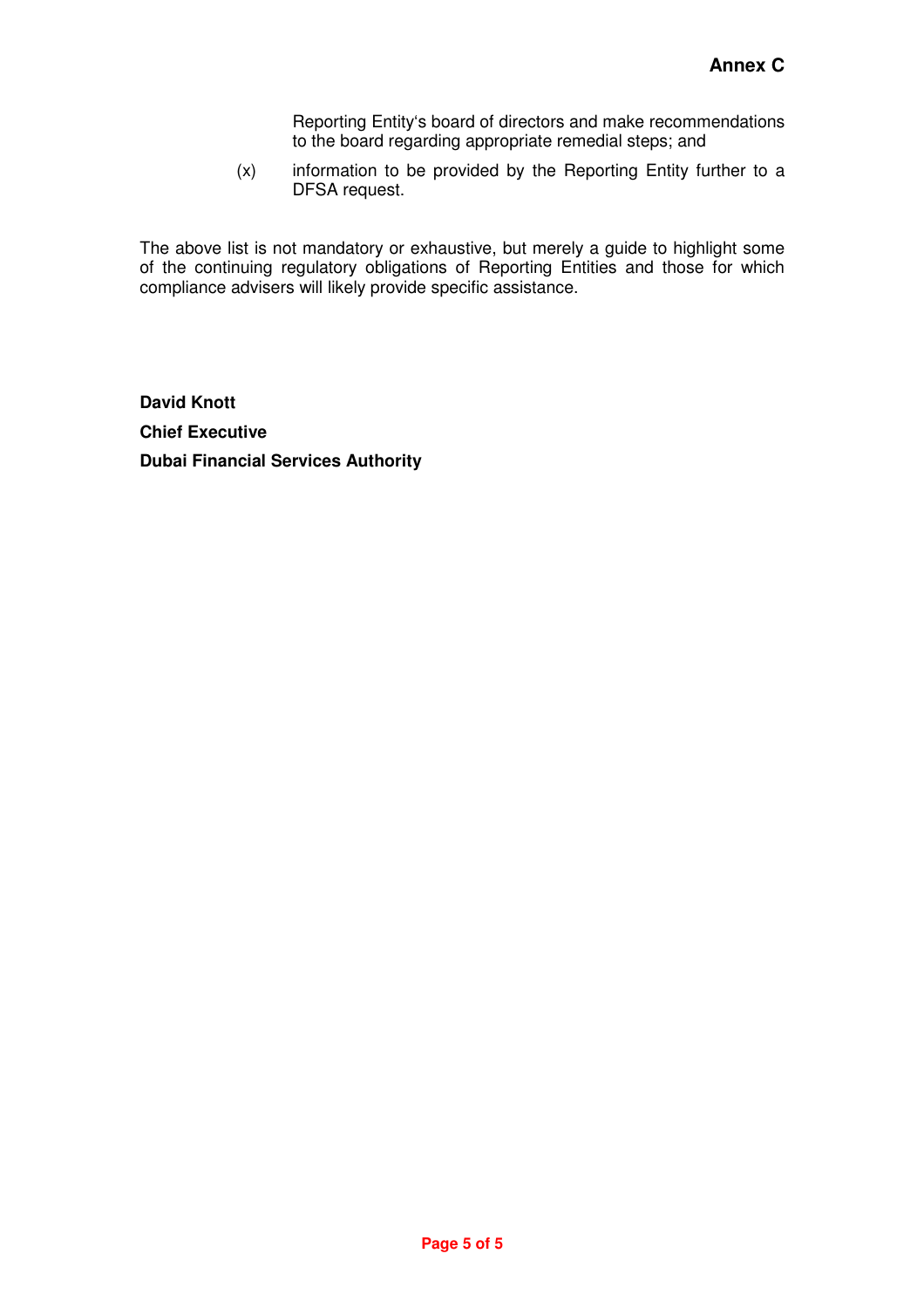Reporting Entity's board of directors and make recommendations to the board regarding appropriate remedial steps; and

(x) information to be provided by the Reporting Entity further to a DFSA request.

The above list is not mandatory or exhaustive, but merely a guide to highlight some of the continuing regulatory obligations of Reporting Entities and those for which compliance advisers will likely provide specific assistance.

**David Knott**

**Chief Executive**

**Dubai Financial Services Authority**